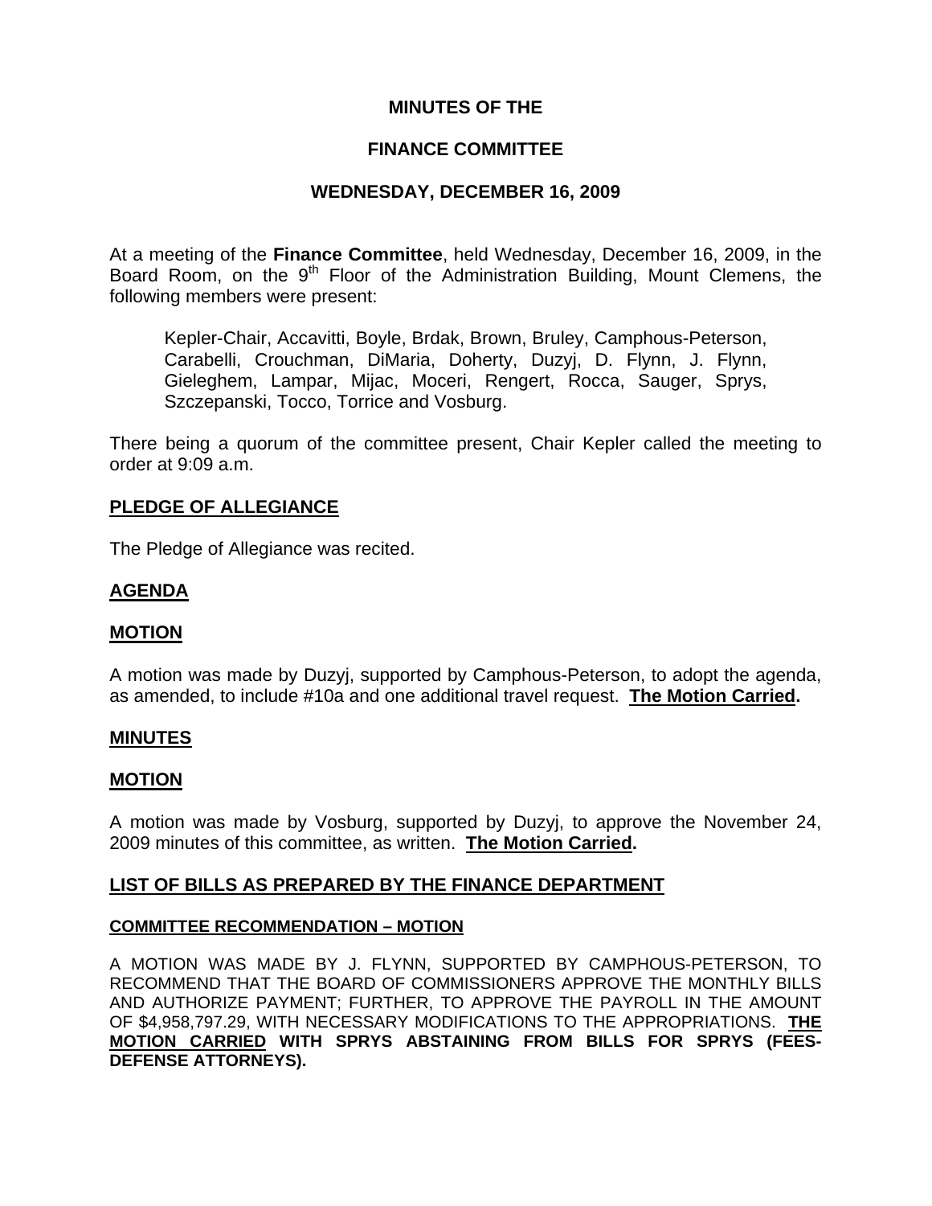# MINUTES OF THE

# FINANCE COMMITTEE

# WEDNESDAY, DECEMBER 16, 2009

At a meeting of the **Finance Committee**, held Wednesday, December 16, 2009, in the Board Room, on the 9th Floor of the Administration Building, Mount Clemens, the following members were present:

> Kepler-Chair, Accavitti, Boyle, Brdak, Brown, Bruley, Camphous-Peterson, Carabelli, Crouchman, DiMaria, Doherty, Duzyj, D. Flynn, J. Flynn, Gieleghem, Lampar, Mijac, Moceri, Rengert, Rocca, Sauger, Sprys, Szczepanski, Tocco, Torrice and Vosburg.

There being a quorum of the committee present, Chair Kepler called the meeting to order at 9:09 a.m.

## PLEDGE OF ALLEGIANCE

The Pledge of Allegiance was recited.

## AGENDA

## MOTION

A motion was made by Duzyj, supported by Camphous-Peterson, to adopt the agenda, as amended, to include #10a and one additional travel request. **The Motion Carried.**

## MINUTES

## MOTION

A motion was made by Vosburg, supported by Duzyj, to approve the November 24, 2009 minutes of this committee, as written. **The Motion Carried.**

## LIST OF BILLS AS PREPARED BY THE FINANCE DEPARTMENT

### COMMITTEE RECOMMENDATION – MOTION

A MOTION WAS MADE BY J. FLYNN, SUPPORTED BY CAMPHOUS-PETERSON, TO RECOMMEND THAT THE BOARD OF COMMISSIONERS APPROVE THE MONTHLY BILLS AND AUTHORIZE PAYMENT; FURTHER, TO APPROVE THE PAYROLL IN THE AMOUNT OF $4,958,797.29, WITH NECESSARY MODIFICATIONS TO THE APPROPRIATIONS. **THE MOTION CARRIED WITH SPRYS ABSTAINING FROM BILLS FOR SPRYS (FEES-DEFENSE ATTORNEYS).**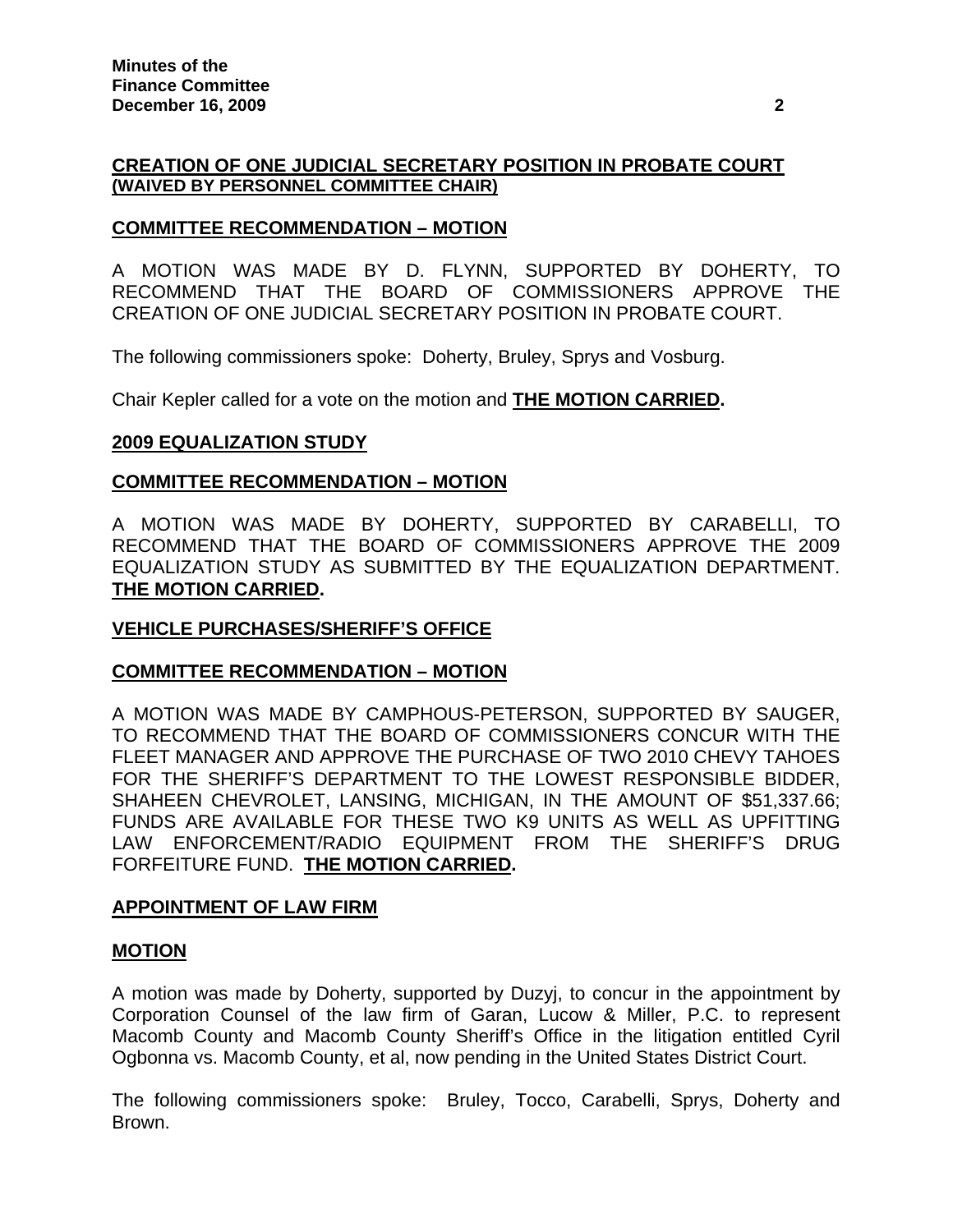**CREATION OF ONE JUDICIAL SECRETARY POSITION IN PROBATE COURT (WAIVED BY PERSONNEL COMMITTEE CHAIR)**

**COMMITTEE RECOMMENDATION – MOTION**

A MOTION WAS MADE BY D. FLYNN, SUPPORTED BY DOHERTY, TO RECOMMEND THAT THE BOARD OF COMMISSIONERS APPROVE THE CREATION OF ONE JUDICIAL SECRETARY POSITION IN PROBATE COURT.

The following commissioners spoke: Doherty, Bruley, Sprys and Vosburg.

Chair Kepler called for a vote on the motion and **THE MOTION CARRIED.**

**2009 EQUALIZATION STUDY**

**COMMITTEE RECOMMENDATION – MOTION**

A MOTION WAS MADE BY DOHERTY, SUPPORTED BY CARABELLI, TO RECOMMEND THAT THE BOARD OF COMMISSIONERS APPROVE THE 2009 EQUALIZATION STUDY AS SUBMITTED BY THE EQUALIZATION DEPARTMENT. **THE MOTION CARRIED.**

**VEHICLE PURCHASES/SHERIFF'S OFFICE**

**COMMITTEE RECOMMENDATION – MOTION**

A MOTION WAS MADE BY CAMPHOUS-PETERSON, SUPPORTED BY SAUGER, TO RECOMMEND THAT THE BOARD OF COMMISSIONERS CONCUR WITH THE FLEET MANAGER AND APPROVE THE PURCHASE OF TWO 2010 CHEVY TAHOES FOR THE SHERIFF'S DEPARTMENT TO THE LOWEST RESPONSIBLE BIDDER, SHAHEEN CHEVROLET, LANSING, MICHIGAN, IN THE AMOUNT OF $51,337.66; FUNDS ARE AVAILABLE FOR THESE TWO K9 UNITS AS WELL AS UPFITTING LAW ENFORCEMENT/RADIO EQUIPMENT FROM THE SHERIFF'S DRUG FORFEITURE FUND. **THE MOTION CARRIED.**

**APPOINTMENT OF LAW FIRM**

**MOTION**

A motion was made by Doherty, supported by Duzyj, to concur in the appointment by Corporation Counsel of the law firm of Garan, Lucow & Miller, P.C. to represent Macomb County and Macomb County Sheriff's Office in the litigation entitled Cyril Ogbonna vs. Macomb County, et al, now pending in the United States District Court.

The following commissioners spoke: Bruley, Tocco, Carabelli, Sprys, Doherty and Brown.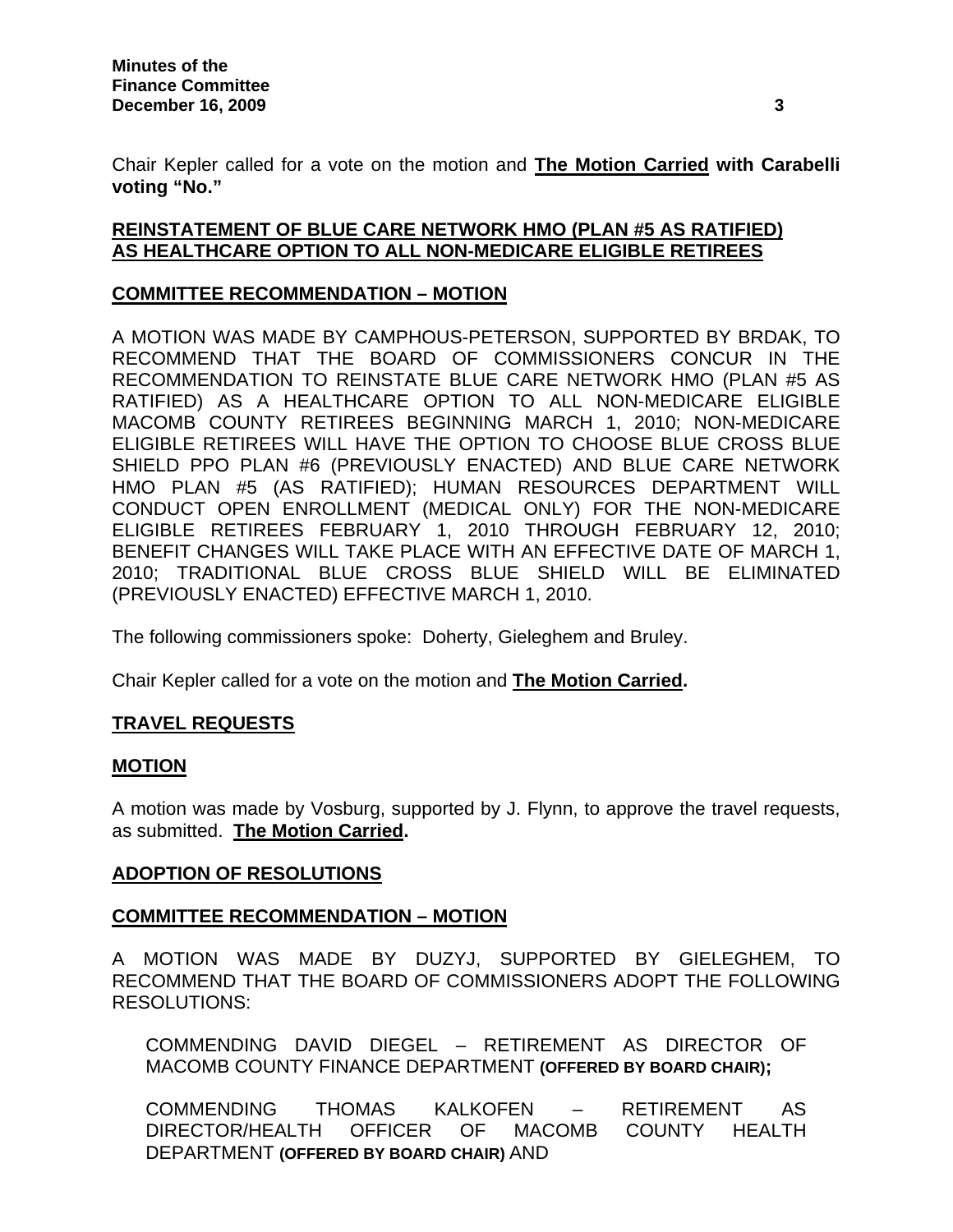Chair Kepler called for a vote on the motion and **The Motion Carried with Carabelli voting "No."**

**REINSTATEMENT OF BLUE CARE NETWORK HMO (PLAN #5 AS RATIFIED) AS HEALTHCARE OPTION TO ALL NON-MEDICARE ELIGIBLE RETIREES**

**COMMITTEE RECOMMENDATION – MOTION**

A MOTION WAS MADE BY CAMPHOUS-PETERSON, SUPPORTED BY BRDAK, TO RECOMMEND THAT THE BOARD OF COMMISSIONERS CONCUR IN THE RECOMMENDATION TO REINSTATE BLUE CARE NETWORK HMO (PLAN #5 AS RATIFIED) AS A HEALTHCARE OPTION TO ALL NON-MEDICARE ELIGIBLE MACOMB COUNTY RETIREES BEGINNING MARCH 1, 2010; NON-MEDICARE ELIGIBLE RETIREES WILL HAVE THE OPTION TO CHOOSE BLUE CROSS BLUE SHIELD PPO PLAN #6 (PREVIOUSLY ENACTED) AND BLUE CARE NETWORK HMO PLAN #5 (AS RATIFIED); HUMAN RESOURCES DEPARTMENT WILL CONDUCT OPEN ENROLLMENT (MEDICAL ONLY) FOR THE NON-MEDICARE ELIGIBLE RETIREES FEBRUARY 1, 2010 THROUGH FEBRUARY 12, 2010; BENEFIT CHANGES WILL TAKE PLACE WITH AN EFFECTIVE DATE OF MARCH 1, 2010; TRADITIONAL BLUE CROSS BLUE SHIELD WILL BE ELIMINATED (PREVIOUSLY ENACTED) EFFECTIVE MARCH 1, 2010.

The following commissioners spoke: Doherty, Gieleghem and Bruley.

Chair Kepler called for a vote on the motion and **The Motion Carried.**

**TRAVEL REQUESTS**

**MOTION**

A motion was made by Vosburg, supported by J. Flynn, to approve the travel requests, as submitted. **The Motion Carried.**

**ADOPTION OF RESOLUTIONS**

**COMMITTEE RECOMMENDATION – MOTION**

A MOTION WAS MADE BY DUZYJ, SUPPORTED BY GIELEGHEM, TO RECOMMEND THAT THE BOARD OF COMMISSIONERS ADOPT THE FOLLOWING RESOLUTIONS:

COMMENDING DAVID DIEGEL – RETIREMENT AS DIRECTOR OF MACOMB COUNTY FINANCE DEPARTMENT **(OFFERED BY BOARD CHAIR);**

COMMENDING THOMAS KALKOFEN – RETIREMENT AS DIRECTOR/HEALTH OFFICER OF MACOMB COUNTY HEALTH DEPARTMENT **(OFFERED BY BOARD CHAIR)** AND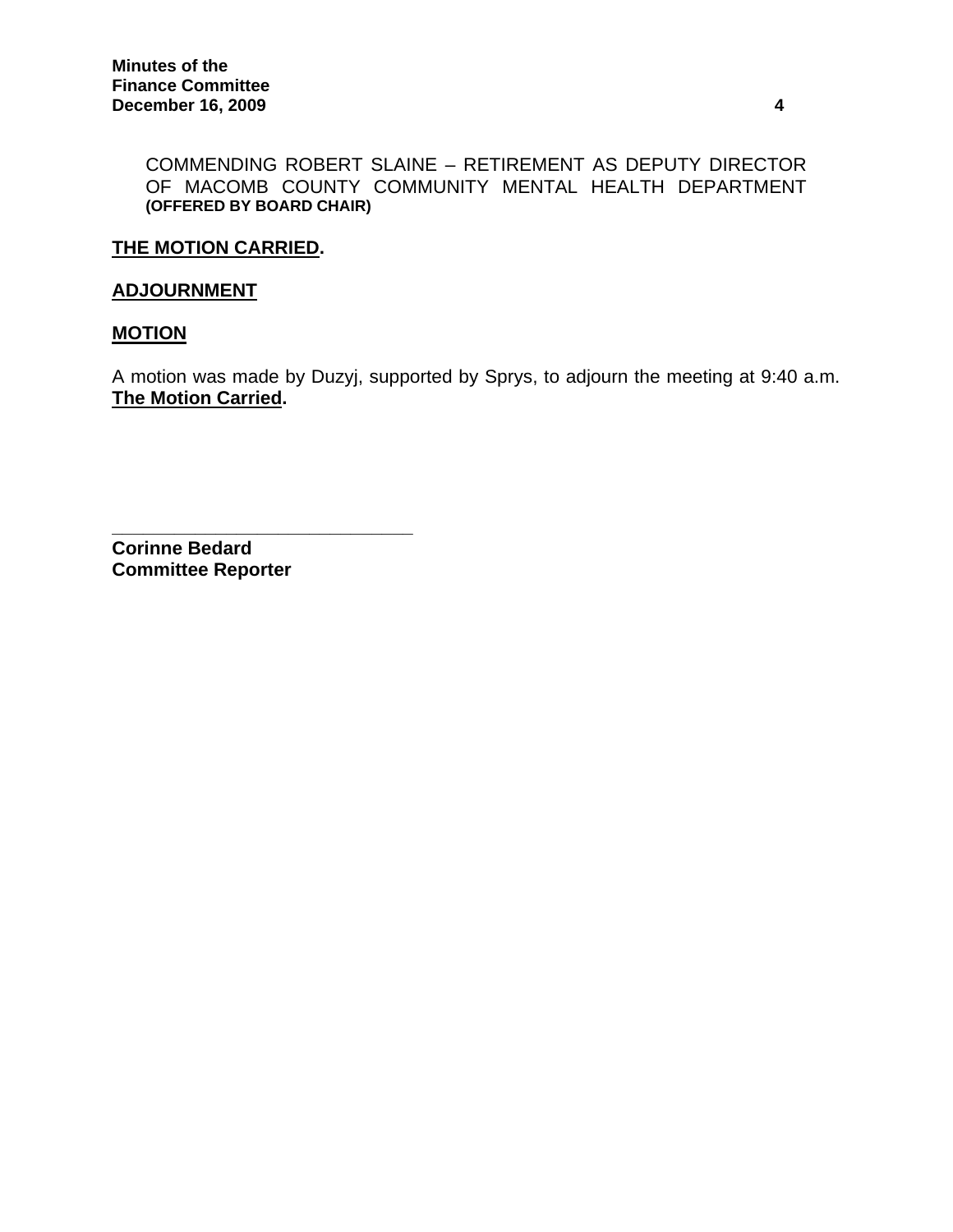COMMENDING ROBERT SLAINE – RETIREMENT AS DEPUTY DIRECTOR OF MACOMB COUNTY COMMUNITY MENTAL HEALTH DEPARTMENT **(OFFERED BY BOARD CHAIR)**

**THE MOTION CARRIED.**

**ADJOURNMENT**

**MOTION**

A motion was made by Duzyj, supported by Sprys, to adjourn the meeting at 9:40 a.m. **The Motion Carried.**

\_\_\_\_\_\_\_\_\_\_\_\_\_\_\_\_\_\_\_\_\_\_\_\_\_\_\_\_\_\_

**Corinne Bedard**
**Committee Reporter**